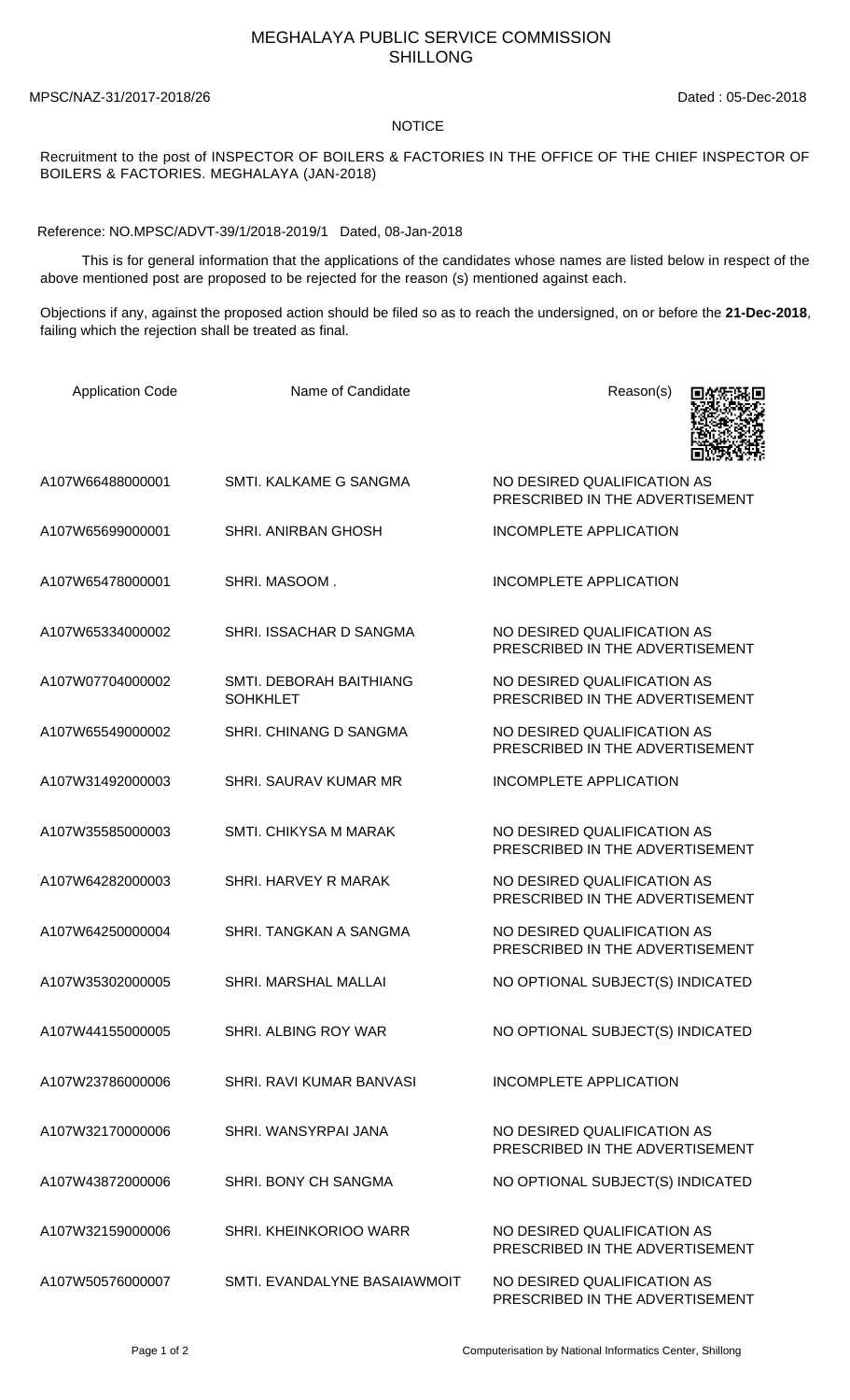# MEGHALAYA PUBLIC SERVICE COMMISSION
## SHILLONG

MPSC/NAZ-31/2017-2018/26 Dated : 05-Dec-2018

NOTICE

Recruitment to the post of INSPECTOR OF BOILERS & FACTORIES IN THE OFFICE OF THE CHIEF INSPECTOR OF BOILERS & FACTORIES. MEGHALAYA (JAN-2018)

Reference: NO.MPSC/ADVT-39/1/2018-2019/1 Dated, 08-Jan-2018

This is for general information that the applications of the candidates whose names are listed below in respect of the above mentioned post are proposed to be rejected for the reason (s) mentioned against each.

Objections if any, against the proposed action should be filed so as to reach the undersigned, on or before the **21-Dec-2018**, failing which the rejection shall be treated as final.

| Application Code | Name of Candidate | Reason(s) |
|---|---|---|
| A107W66488000001 | SMTI. KALKAME G SANGMA | NO DESIRED QUALIFICATION AS PRESCRIBED IN THE ADVERTISEMENT |
| A107W65699000001 | SHRI. ANIRBAN GHOSH | INCOMPLETE APPLICATION |
| A107W65478000001 | SHRI. MASOOM . | INCOMPLETE APPLICATION |
| A107W65334000002 | SHRI. ISSACHAR D SANGMA | NO DESIRED QUALIFICATION AS PRESCRIBED IN THE ADVERTISEMENT |
| A107W07704000002 | SMTI. DEBORAH BAITHIANG SOHKHLET | NO DESIRED QUALIFICATION AS PRESCRIBED IN THE ADVERTISEMENT |
| A107W65549000002 | SHRI. CHINANG D SANGMA | NO DESIRED QUALIFICATION AS PRESCRIBED IN THE ADVERTISEMENT |
| A107W31492000003 | SHRI. SAURAV KUMAR MR | INCOMPLETE APPLICATION |
| A107W35585000003 | SMTI. CHIKYSA M MARAK | NO DESIRED QUALIFICATION AS PRESCRIBED IN THE ADVERTISEMENT |
| A107W64282000003 | SHRI. HARVEY R MARAK | NO DESIRED QUALIFICATION AS PRESCRIBED IN THE ADVERTISEMENT |
| A107W64250000004 | SHRI. TANGKAN A SANGMA | NO DESIRED QUALIFICATION AS PRESCRIBED IN THE ADVERTISEMENT |
| A107W35302000005 | SHRI. MARSHAL MALLAI | NO OPTIONAL SUBJECT(S) INDICATED |
| A107W44155000005 | SHRI. ALBING ROY WAR | NO OPTIONAL SUBJECT(S) INDICATED |
| A107W23786000006 | SHRI. RAVI KUMAR BANVASI | INCOMPLETE APPLICATION |
| A107W32170000006 | SHRI. WANSYRPAI JANA | NO DESIRED QUALIFICATION AS PRESCRIBED IN THE ADVERTISEMENT |
| A107W43872000006 | SHRI. BONY CH SANGMA | NO OPTIONAL SUBJECT(S) INDICATED |
| A107W32159000006 | SHRI. KHEINKORIOO WARR | NO DESIRED QUALIFICATION AS PRESCRIBED IN THE ADVERTISEMENT |
| A107W50576000007 | SMTI. EVANDALYNE BASAIAWMOIT | NO DESIRED QUALIFICATION AS PRESCRIBED IN THE ADVERTISEMENT |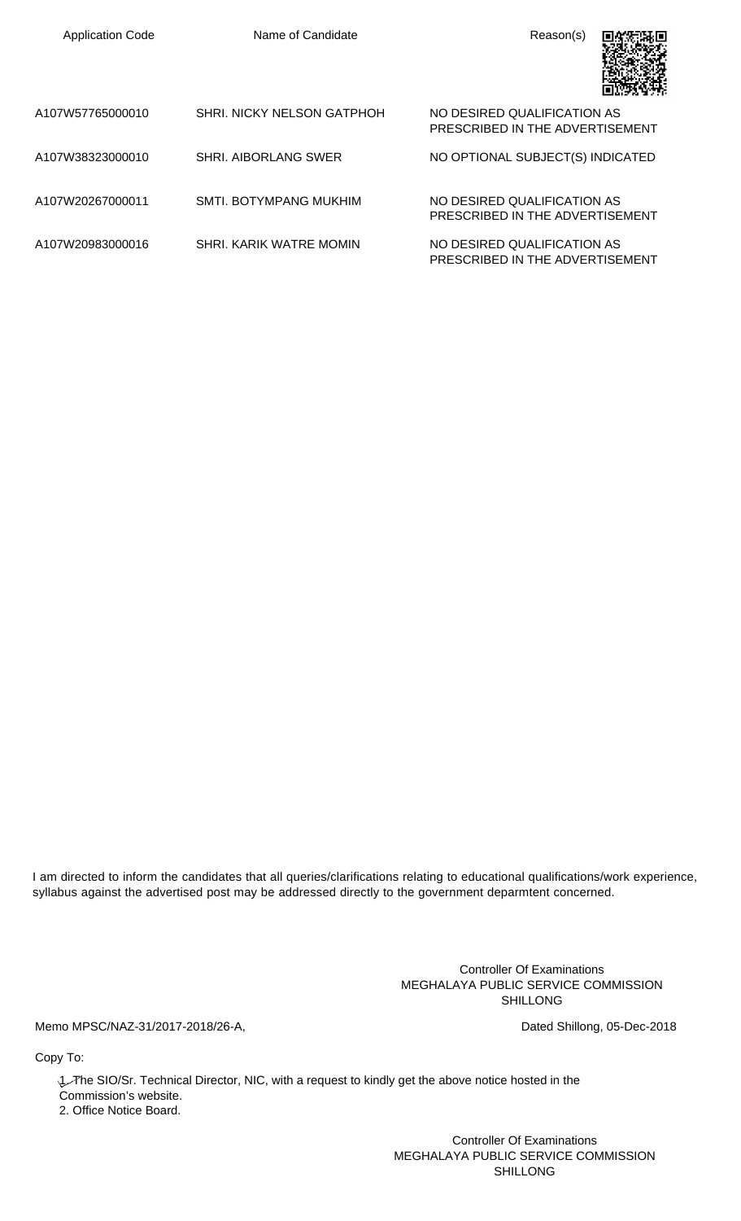| Application Code | Name of Candidate | Reason(s) |
|---|---|---|
| A107W57765000010 | SHRI. NICKY NELSON GATPHOH | NO DESIRED QUALIFICATION AS PRESCRIBED IN THE ADVERTISEMENT |
| A107W38323000010 | SHRI. AIBORLANG SWER | NO OPTIONAL SUBJECT(S) INDICATED |
| A107W20267000011 | SMTI. BOTYMPANG MUKHIM | NO DESIRED QUALIFICATION AS PRESCRIBED IN THE ADVERTISEMENT |
| A107W20983000016 | SHRI. KARIK WATRE MOMIN | NO DESIRED QUALIFICATION AS PRESCRIBED IN THE ADVERTISEMENT |

I am directed to inform the candidates that all queries/clarifications relating to educational qualifications/work experience, syllabus against the advertised post may be addressed directly to the government deparmtent concerned.

Controller Of Examinations
MEGHALAYA PUBLIC SERVICE COMMISSION
SHILLONG

Memo MPSC/NAZ-31/2017-2018/26-A, Dated Shillong, 05-Dec-2018

Copy To:

1. The SIO/Sr. Technical Director, NIC, with a request to kindly get the above notice hosted in the Commission's website.
2. Office Notice Board.

Controller Of Examinations
MEGHALAYA PUBLIC SERVICE COMMISSION
SHILLONG